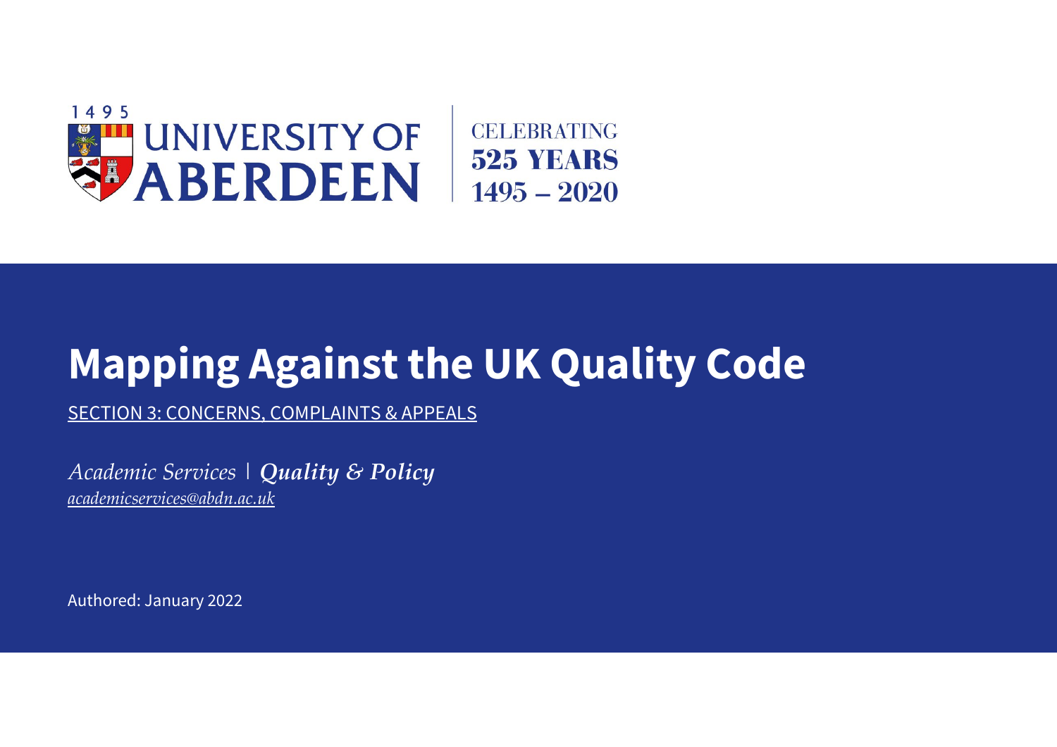1495 UNIVERSITY OF ABERDEEN

CELEBRATING 525 YEARS 1495 – 2020

# Mapping Against the UK Quality Code

SECTION 3: CONCERNS, COMPLAINTS & APPEALS

*Academic Services | **Quality & Policy***

*academicservices@abdn.ac.uk*

Authored: January 2022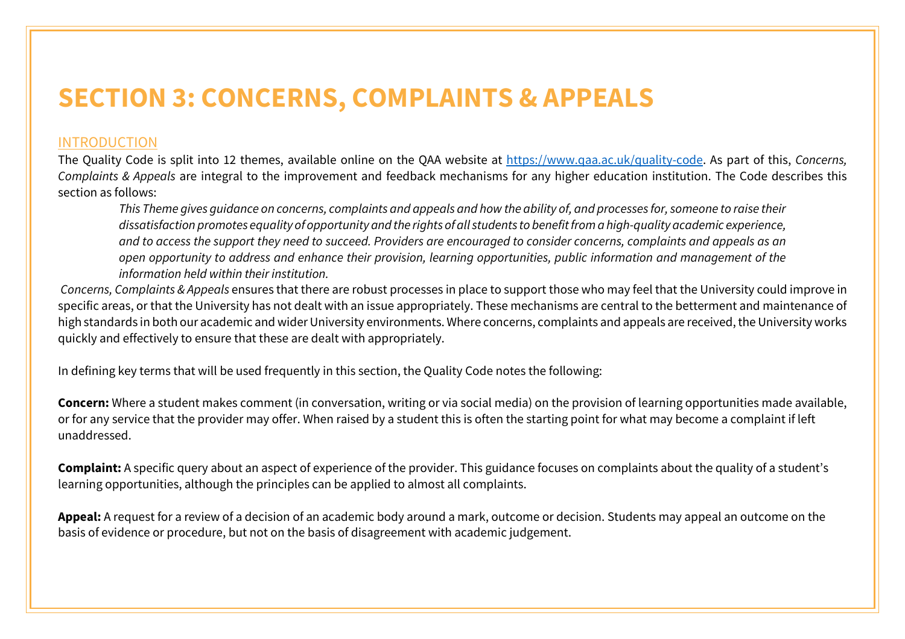# SECTION 3: CONCERNS, COMPLAINTS & APPEALS

## INTRODUCTION

The Quality Code is split into 12 themes, available online on the QAA website at [https://www.qaa.ac.uk/quality-code](https://www.qaa.ac.uk/quality-code). As part of this, *Concerns, Complaints & Appeals* are integral to the improvement and feedback mechanisms for any higher education institution. The Code describes this section as follows:

> *This Theme gives guidance on concerns, complaints and appeals and how the ability of, and processes for, someone to raise their dissatisfaction promotes equality of opportunity and the rights of all students to benefit from a high-quality academic experience, and to access the support they need to succeed. Providers are encouraged to consider concerns, complaints and appeals as an open opportunity to address and enhance their provision, learning opportunities, public information and management of the information held within their institution.*

*Concerns, Complaints & Appeals* ensures that there are robust processes in place to support those who may feel that the University could improve in specific areas, or that the University has not dealt with an issue appropriately. These mechanisms are central to the betterment and maintenance of high standards in both our academic and wider University environments. Where concerns, complaints and appeals are received, the University works quickly and effectively to ensure that these are dealt with appropriately.

In defining key terms that will be used frequently in this section, the Quality Code notes the following:

**Concern:** Where a student makes comment (in conversation, writing or via social media) on the provision of learning opportunities made available, or for any service that the provider may offer. When raised by a student this is often the starting point for what may become a complaint if left unaddressed.

**Complaint:** A specific query about an aspect of experience of the provider. This guidance focuses on complaints about the quality of a student's learning opportunities, although the principles can be applied to almost all complaints.

**Appeal:** A request for a review of a decision of an academic body around a mark, outcome or decision. Students may appeal an outcome on the basis of evidence or procedure, but not on the basis of disagreement with academic judgement.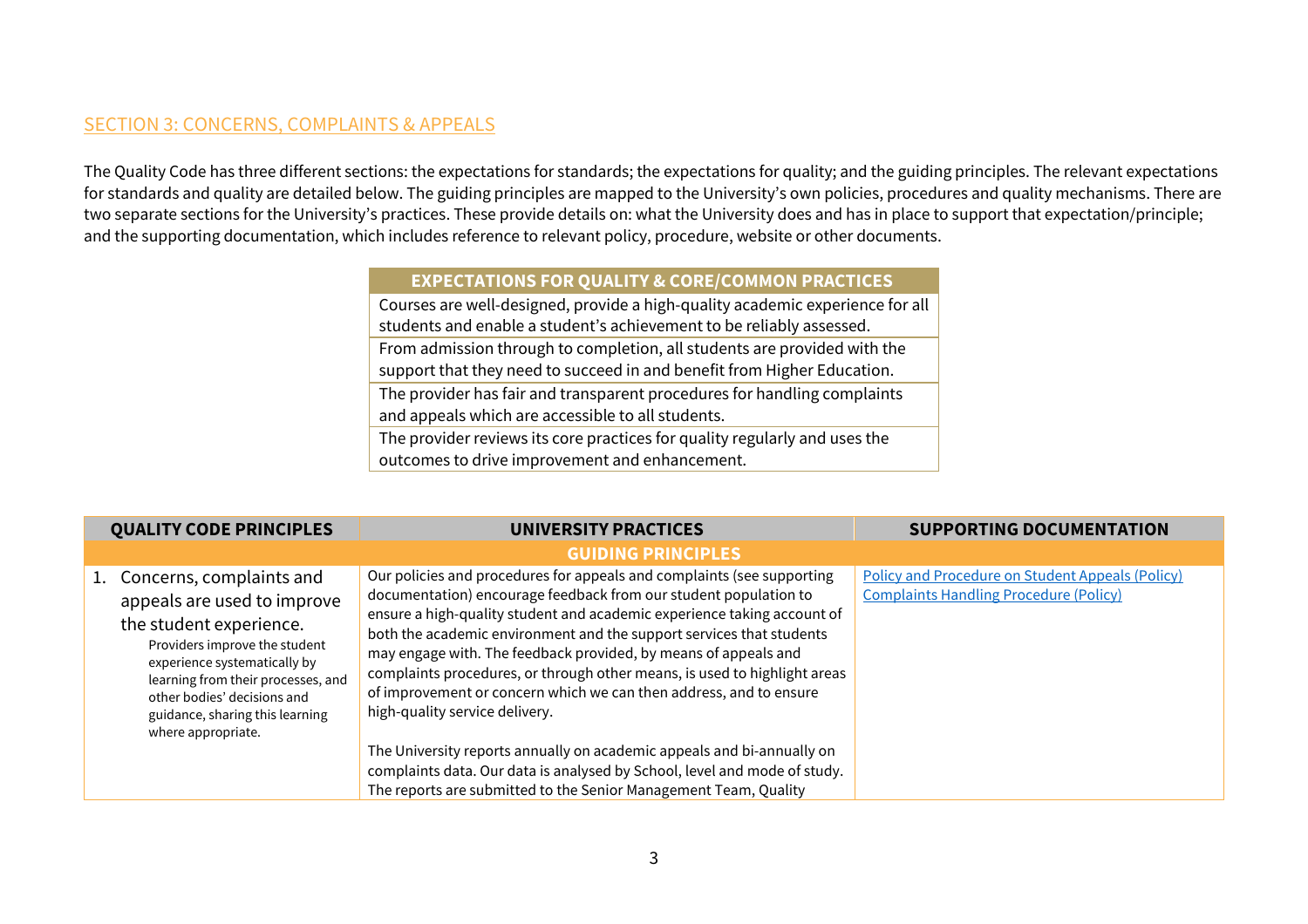## SECTION 3: CONCERNS, COMPLAINTS & APPEALS

The Quality Code has three different sections: the expectations for standards; the expectations for quality; and the guiding principles. The relevant expectations for standards and quality are detailed below. The guiding principles are mapped to the University's own policies, procedures and quality mechanisms. There are two separate sections for the University's practices. These provide details on: what the University does and has in place to support that expectation/principle; and the supporting documentation, which includes reference to relevant policy, procedure, website or other documents.

| EXPECTATIONS FOR QUALITY & CORE/COMMON PRACTICES |
|---|
| Courses are well-designed, provide a high-quality academic experience for all students and enable a student's achievement to be reliably assessed. |
| From admission through to completion, all students are provided with the support that they need to succeed in and benefit from Higher Education. |
| The provider has fair and transparent procedures for handling complaints and appeals which are accessible to all students. |
| The provider reviews its core practices for quality regularly and uses the outcomes to drive improvement and enhancement. |

| QUALITY CODE PRINCIPLES | UNIVERSITY PRACTICES | SUPPORTING DOCUMENTATION |
|---|---|---|
| **GUIDING PRINCIPLES** | | |
| 1. Concerns, complaints and appeals are used to improve the student experience. Providers improve the student experience systematically by learning from their processes, and other bodies' decisions and guidance, sharing this learning where appropriate. | Our policies and procedures for appeals and complaints (see supporting documentation) encourage feedback from our student population to ensure a high-quality student and academic experience taking account of both the academic environment and the support services that students may engage with. The feedback provided, by means of appeals and complaints procedures, or through other means, is used to highlight areas of improvement or concern which we can then address, and to ensure high-quality service delivery.<br><br>The University reports annually on academic appeals and bi-annually on complaints data. Our data is analysed by School, level and mode of study. The reports are submitted to the Senior Management Team, Quality | Policy and Procedure on Student Appeals (Policy)<br>Complaints Handling Procedure (Policy) |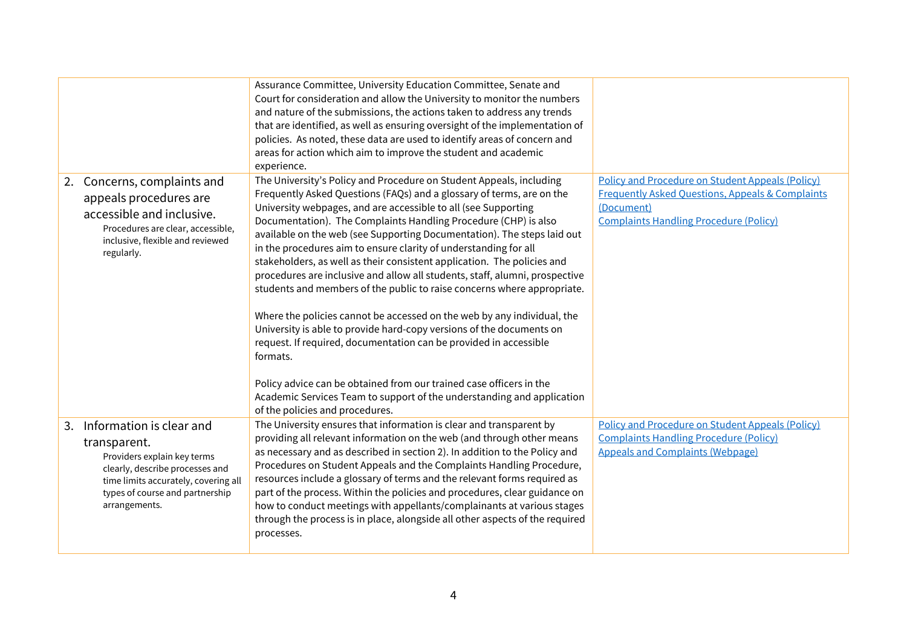| | | |
|---|---|---|
| | Assurance Committee, University Education Committee, Senate and Court for consideration and allow the University to monitor the numbers and nature of the submissions, the actions taken to address any trends that are identified, as well as ensuring oversight of the implementation of policies. As noted, these data are used to identify areas of concern and areas for action which aim to improve the student and academic experience. | |
| 2. Concerns, complaints and appeals procedures are accessible and inclusive.<br>Procedures are clear, accessible, inclusive, flexible and reviewed regularly. | The University's Policy and Procedure on Student Appeals, including Frequently Asked Questions (FAQs) and a glossary of terms, are on the University webpages, and are accessible to all (see Supporting Documentation). The Complaints Handling Procedure (CHP) is also available on the web (see Supporting Documentation). The steps laid out in the procedures aim to ensure clarity of understanding for all stakeholders, as well as their consistent application. The policies and procedures are inclusive and allow all students, staff, alumni, prospective students and members of the public to raise concerns where appropriate.<br><br>Where the policies cannot be accessed on the web by any individual, the University is able to provide hard-copy versions of the documents on request. If required, documentation can be provided in accessible formats.<br><br>Policy advice can be obtained from our trained case officers in the Academic Services Team to support of the understanding and application of the policies and procedures. | Policy and Procedure on Student Appeals (Policy)<br>Frequently Asked Questions, Appeals & Complaints (Document)<br>Complaints Handling Procedure (Policy) |
| 3. Information is clear and transparent.<br>Providers explain key terms clearly, describe processes and time limits accurately, covering all types of course and partnership arrangements. | The University ensures that information is clear and transparent by providing all relevant information on the web (and through other means as necessary and as described in section 2). In addition to the Policy and Procedures on Student Appeals and the Complaints Handling Procedure, resources include a glossary of terms and the relevant forms required as part of the process. Within the policies and procedures, clear guidance on how to conduct meetings with appellants/complainants at various stages through the process is in place, alongside all other aspects of the required processes. | Policy and Procedure on Student Appeals (Policy)<br>Complaints Handling Procedure (Policy)<br>Appeals and Complaints (Webpage) |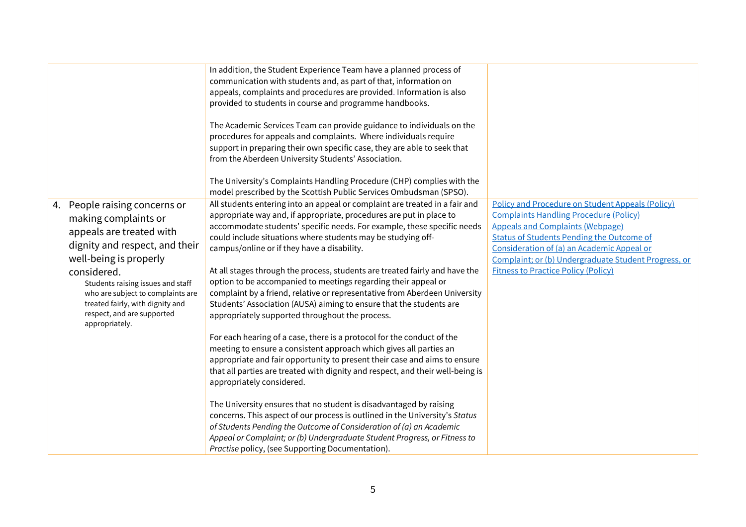| | | |
|---|---|---|
| | In addition, the Student Experience Team have a planned process of communication with students and, as part of that, information on appeals, complaints and procedures are provided. Information is also provided to students in course and programme handbooks.<br><br>The Academic Services Team can provide guidance to individuals on the procedures for appeals and complaints. Where individuals require support in preparing their own specific case, they are able to seek that from the Aberdeen University Students' Association.<br><br>The University's Complaints Handling Procedure (CHP) complies with the model prescribed by the Scottish Public Services Ombudsman (SPSO). | |
| 4. People raising concerns or making complaints or appeals are treated with dignity and respect, and their well-being is properly considered.<br>Students raising issues and staff who are subject to complaints are treated fairly, with dignity and respect, and are supported appropriately. | All students entering into an appeal or complaint are treated in a fair and appropriate way and, if appropriate, procedures are put in place to accommodate students' specific needs. For example, these specific needs could include situations where students may be studying off-campus/online or if they have a disability.<br><br>At all stages through the process, students are treated fairly and have the option to be accompanied to meetings regarding their appeal or complaint by a friend, relative or representative from Aberdeen University Students' Association (AUSA) aiming to ensure that the students are appropriately supported throughout the process.<br><br>For each hearing of a case, there is a protocol for the conduct of the meeting to ensure a consistent approach which gives all parties an appropriate and fair opportunity to present their case and aims to ensure that all parties are treated with dignity and respect, and their well-being is appropriately considered.<br><br>The University ensures that no student is disadvantaged by raising concerns. This aspect of our process is outlined in the University's *Status of Students Pending the Outcome of Consideration of (a) an Academic Appeal or Complaint; or (b) Undergraduate Student Progress, or Fitness to Practise* policy, (see Supporting Documentation). | Policy and Procedure on Student Appeals (Policy)<br>Complaints Handling Procedure (Policy)<br>Appeals and Complaints (Webpage)<br>Status of Students Pending the Outcome of Consideration of (a) an Academic Appeal or Complaint; or (b) Undergraduate Student Progress, or Fitness to Practice Policy (Policy) |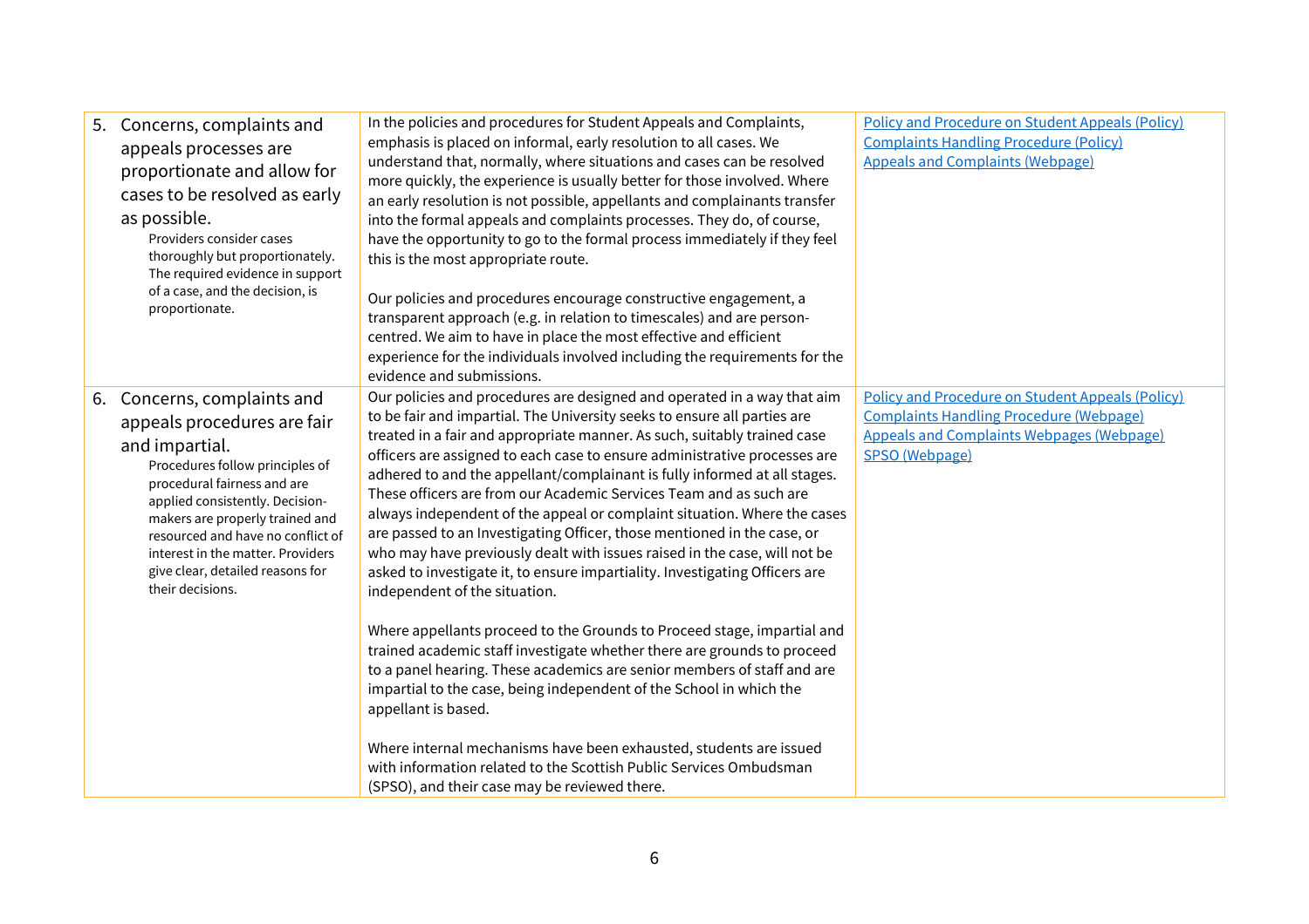| | | |
|---|---|---|
| 5. Concerns, complaints and appeals processes are proportionate and allow for cases to be resolved as early as possible.<br>Providers consider cases thoroughly but proportionately. The required evidence in support of a case, and the decision, is proportionate. | In the policies and procedures for Student Appeals and Complaints, emphasis is placed on informal, early resolution to all cases. We understand that, normally, where situations and cases can be resolved more quickly, the experience is usually better for those involved. Where an early resolution is not possible, appellants and complainants transfer into the formal appeals and complaints processes. They do, of course, have the opportunity to go to the formal process immediately if they feel this is the most appropriate route.<br><br>Our policies and procedures encourage constructive engagement, a transparent approach (e.g. in relation to timescales) and are person-centred. We aim to have in place the most effective and efficient experience for the individuals involved including the requirements for the evidence and submissions. | Policy and Procedure on Student Appeals (Policy)<br>Complaints Handling Procedure (Policy)<br>Appeals and Complaints (Webpage) |
| 6. Concerns, complaints and appeals procedures are fair and impartial.<br>Procedures follow principles of procedural fairness and are applied consistently. Decision-makers are properly trained and resourced and have no conflict of interest in the matter. Providers give clear, detailed reasons for their decisions. | Our policies and procedures are designed and operated in a way that aim to be fair and impartial. The University seeks to ensure all parties are treated in a fair and appropriate manner. As such, suitably trained case officers are assigned to each case to ensure administrative processes are adhered to and the appellant/complainant is fully informed at all stages. These officers are from our Academic Services Team and as such are always independent of the appeal or complaint situation. Where the cases are passed to an Investigating Officer, those mentioned in the case, or who may have previously dealt with issues raised in the case, will not be asked to investigate it, to ensure impartiality. Investigating Officers are independent of the situation.<br><br>Where appellants proceed to the Grounds to Proceed stage, impartial and trained academic staff investigate whether there are grounds to proceed to a panel hearing. These academics are senior members of staff and are impartial to the case, being independent of the School in which the appellant is based.<br><br>Where internal mechanisms have been exhausted, students are issued with information related to the Scottish Public Services Ombudsman (SPSO), and their case may be reviewed there. | Policy and Procedure on Student Appeals (Policy)<br>Complaints Handling Procedure (Webpage)<br>Appeals and Complaints Webpages (Webpage)<br>SPSO (Webpage) |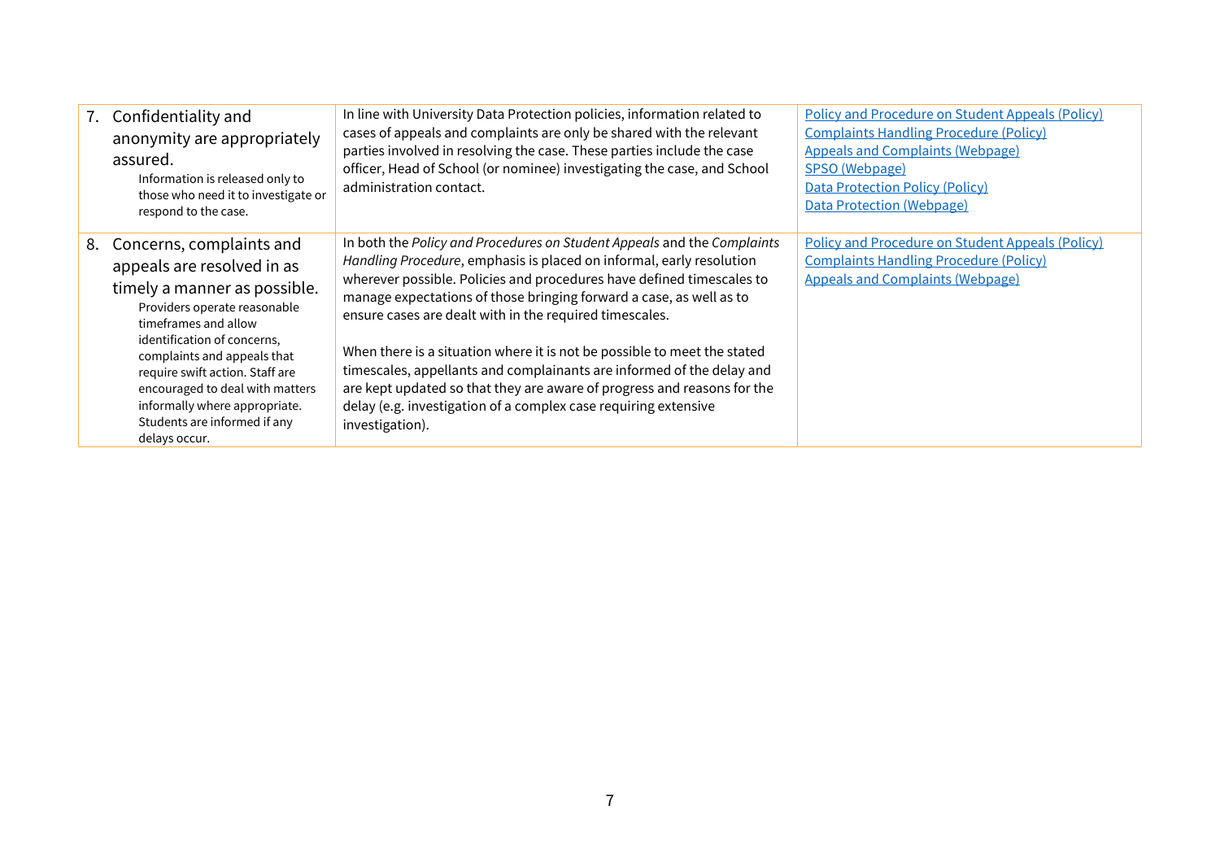| | | |
|---|---|---|
| 7. Confidentiality and anonymity are appropriately assured.<br>Information is released only to those who need it to investigate or respond to the case. | In line with University Data Protection policies, information related to cases of appeals and complaints are only be shared with the relevant parties involved in resolving the case. These parties include the case officer, Head of School (or nominee) investigating the case, and School administration contact. | Policy and Procedure on Student Appeals (Policy)<br>Complaints Handling Procedure (Policy)<br>Appeals and Complaints (Webpage)<br>SPSO (Webpage)<br>Data Protection Policy (Policy)<br>Data Protection (Webpage) |
| 8. Concerns, complaints and appeals are resolved in as timely a manner as possible.<br>Providers operate reasonable timeframes and allow identification of concerns, complaints and appeals that require swift action. Staff are encouraged to deal with matters informally where appropriate. Students are informed if any delays occur. | In both the *Policy and Procedures on Student Appeals* and the *Complaints Handling Procedure*, emphasis is placed on informal, early resolution wherever possible. Policies and procedures have defined timescales to manage expectations of those bringing forward a case, as well as to ensure cases are dealt with in the required timescales.<br><br>When there is a situation where it is not be possible to meet the stated timescales, appellants and complainants are informed of the delay and are kept updated so that they are aware of progress and reasons for the delay (e.g. investigation of a complex case requiring extensive investigation). | Policy and Procedure on Student Appeals (Policy)<br>Complaints Handling Procedure (Policy)<br>Appeals and Complaints (Webpage) |